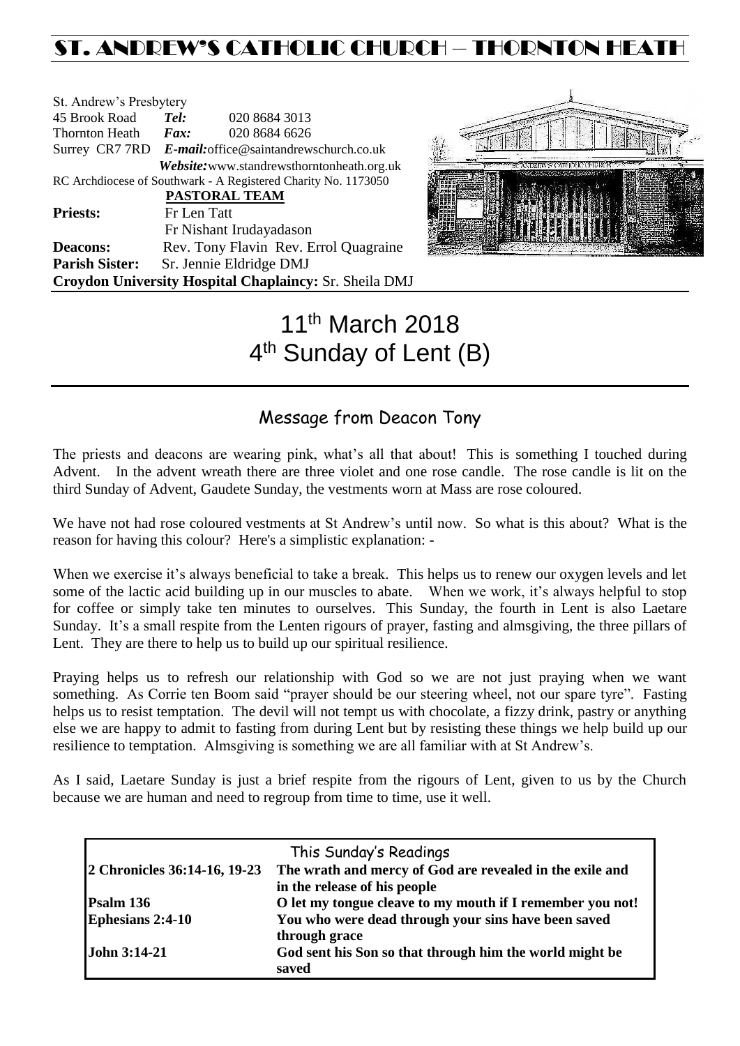# ST. ANDREW'S CATHOLIC CHURCH – THORNTON HEATH

St. Andrew's Presbytery
45 Brook Road *Tel:* 020 8684 3013
Thornton Heath *Fax:* 020 8684 6626
Surrey CR7 7RD *E-mail:* office@saintandrewschurch.co.uk
*Website:* www.standrewsthorntonheath.org.uk
RC Archdiocese of Southwark - A Registered Charity No. 1173050

**PASTORAL TEAM**

**Priests:** Fr Len Tatt
Fr Nishant Irudayadason
**Deacons:** Rev. Tony Flavin Rev. Errol Quagraine
**Parish Sister:** Sr. Jennie Eldridge DMJ
**Croydon University Hospital Chaplaincy:** Sr. Sheila DMJ

# 11th March 2018
# 4th Sunday of Lent (B)

## Message from Deacon Tony

The priests and deacons are wearing pink, what's all that about! This is something I touched during Advent. In the advent wreath there are three violet and one rose candle. The rose candle is lit on the third Sunday of Advent, Gaudete Sunday, the vestments worn at Mass are rose coloured.

We have not had rose coloured vestments at St Andrew's until now. So what is this about? What is the reason for having this colour? Here's a simplistic explanation: -

When we exercise it's always beneficial to take a break. This helps us to renew our oxygen levels and let some of the lactic acid building up in our muscles to abate. When we work, it's always helpful to stop for coffee or simply take ten minutes to ourselves. This Sunday, the fourth in Lent is also Laetare Sunday. It's a small respite from the Lenten rigours of prayer, fasting and almsgiving, the three pillars of Lent. They are there to help us to build up our spiritual resilience.

Praying helps us to refresh our relationship with God so we are not just praying when we want something. As Corrie ten Boom said "prayer should be our steering wheel, not our spare tyre". Fasting helps us to resist temptation. The devil will not tempt us with chocolate, a fizzy drink, pastry or anything else we are happy to admit to fasting from during Lent but by resisting these things we help build up our resilience to temptation. Almsgiving is something we are all familiar with at St Andrew's.

As I said, Laetare Sunday is just a brief respite from the rigours of Lent, given to us by the Church because we are human and need to regroup from time to time, use it well.

| This Sunday's Readings | |
|---|---|
| **2 Chronicles 36:14-16, 19-23** | **The wrath and mercy of God are revealed in the exile and in the release of his people** |
| **Psalm 136** | **O let my tongue cleave to my mouth if I remember you not!** |
| **Ephesians 2:4-10** | **You who were dead through your sins have been saved through grace** |
| **John 3:14-21** | **God sent his Son so that through him the world might be saved** |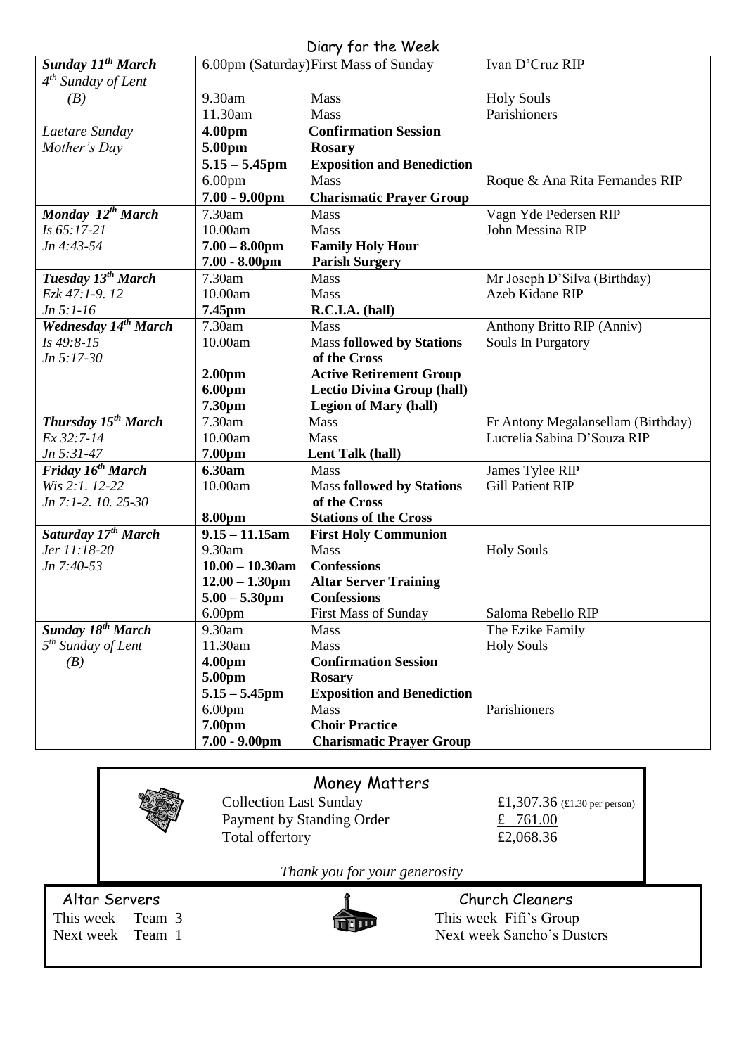## Diary for the Week

| Day | Time | Event | Intention |
|---|---|---|---|
| ***Sunday 11<sup>th</sup> March*** | 6.00pm (Saturday) | First Mass of Sunday | Ivan D'Cruz RIP |
| *4th Sunday of Lent* | | | |
| *(B)* | 9.30am | Mass | Holy Souls |
| | 11.30am | Mass | Parishioners |
| *Laetare Sunday* | **4.00pm** | **Confirmation Session** | |
| *Mother's Day* | **5.00pm** | **Rosary** | |
| | **5.15 – 5.45pm** | **Exposition and Benediction** | |
| | 6.00pm | Mass | Roque & Ana Rita Fernandes RIP |
| | **7.00 - 9.00pm** | **Charismatic Prayer Group** | |
| ***Monday 12th March*** | 7.30am | Mass | Vagn Yde Pedersen RIP |
| *Is 65:17-21* | 10.00am | Mass | John Messina RIP |
| *Jn 4:43-54* | **7.00 – 8.00pm** | **Family Holy Hour** | |
| | **7.00 - 8.00pm** | **Parish Surgery** | |
| ***Tuesday 13th March*** | 7.30am | Mass | Mr Joseph D'Silva (Birthday) |
| *Ezk 47:1-9. 12* | 10.00am | Mass | Azeb Kidane RIP |
| *Jn 5:1-16* | **7.45pm** | **R.C.I.A. (hall)** | |
| ***Wednesday 14th March*** | 7.30am | Mass | Anthony Britto RIP (Anniv) |
| *Is 49:8-15* | 10.00am | Mass **followed by Stations of the Cross** | Souls In Purgatory |
| *Jn 5:17-30* | | | |
| | **2.00pm** | **Active Retirement Group** | |
| | **6.00pm** | **Lectio Divina Group (hall)** | |
| | **7.30pm** | **Legion of Mary (hall)** | |
| ***Thursday 15th March*** | 7.30am | Mass | Fr Antony Megalansellam (Birthday) |
| *Ex 32:7-14* | 10.00am | Mass | Lucrelia Sabina D'Souza RIP |
| *Jn 5:31-47* | **7.00pm** | **Lent Talk (hall)** | |
| ***Friday 16th March*** | **6.30am** | Mass | James Tylee RIP |
| *Wis 2:1. 12-22* | 10.00am | Mass **followed by Stations of the Cross** | Gill Patient RIP |
| *Jn 7:1-2. 10. 25-30* | | | |
| | **8.00pm** | **Stations of the Cross** | |
| ***Saturday 17th March*** | **9.15 – 11.15am** | **First Holy Communion** | |
| *Jer 11:18-20* | 9.30am | Mass | Holy Souls |
| *Jn 7:40-53* | **10.00 – 10.30am** | **Confessions** | |
| | **12.00 – 1.30pm** | **Altar Server Training** | |
| | **5.00 – 5.30pm** | **Confessions** | |
| | 6.00pm | First Mass of Sunday | Saloma Rebello RIP |
| ***Sunday 18th March*** | 9.30am | Mass | The Ezike Family |
| *5th Sunday of Lent* | 11.30am | Mass | Holy Souls |
| *(B)* | **4.00pm** | **Confirmation Session** | |
| | **5.00pm** | **Rosary** | |
| | **5.15 – 5.45pm** | **Exposition and Benediction** | |
| | 6.00pm | Mass | Parishioners |
| | **7.00pm** | **Choir Practice** | |
| | **7.00 - 9.00pm** | **Charismatic Prayer Group** | |

## Money Matters

| | |
|---|---|
| Collection Last Sunday | £1,307.36 (£1.30 per person) |
| Payment by Standing Order | £ 761.00 |
| Total offertory | £2,068.36 |

*Thank you for your generosity*

### Altar Servers

This week Team 3
Next week Team 1

### Church Cleaners

This week Fifi's Group
Next week Sancho's Dusters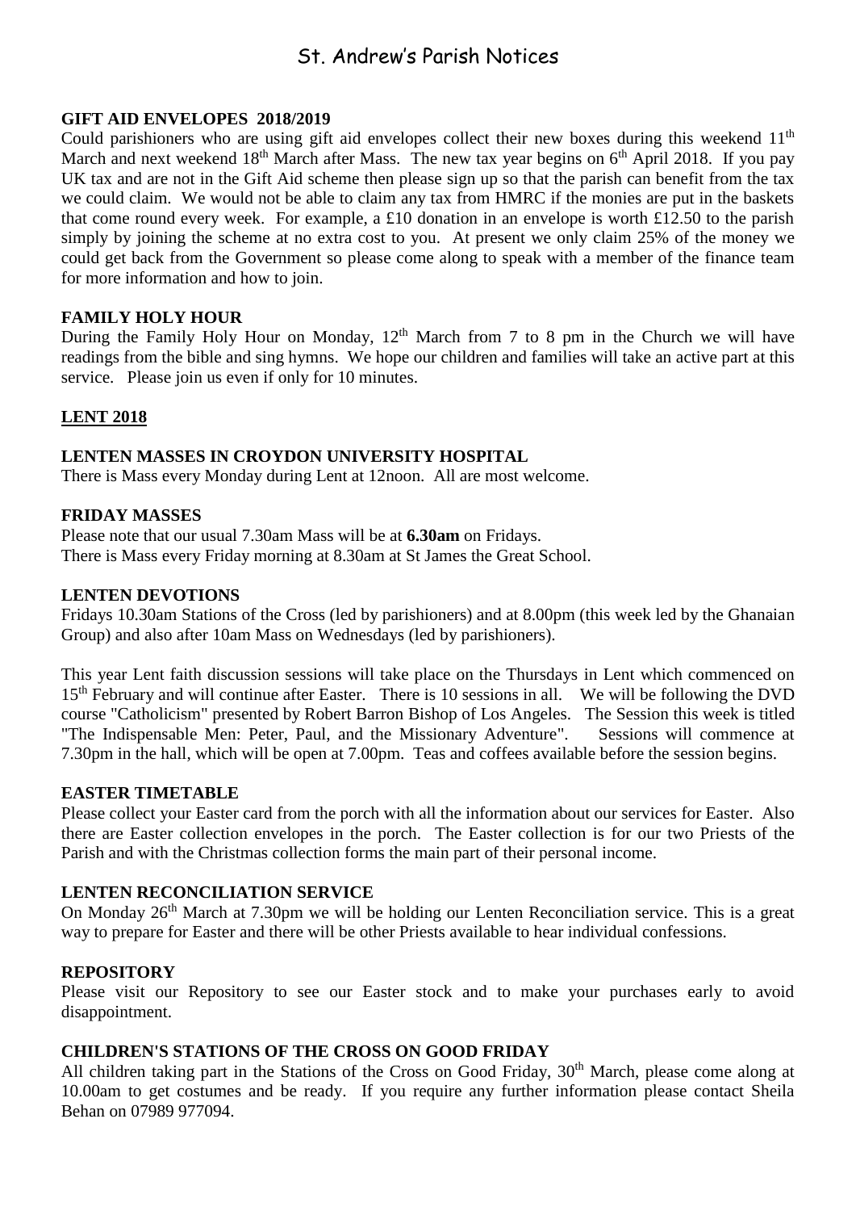# St. Andrew's Parish Notices

**GIFT AID ENVELOPES 2018/2019**

Could parishioners who are using gift aid envelopes collect their new boxes during this weekend 11th March and next weekend 18th March after Mass. The new tax year begins on 6th April 2018. If you pay UK tax and are not in the Gift Aid scheme then please sign up so that the parish can benefit from the tax we could claim. We would not be able to claim any tax from HMRC if the monies are put in the baskets that come round every week. For example, a £10 donation in an envelope is worth £12.50 to the parish simply by joining the scheme at no extra cost to you. At present we only claim 25% of the money we could get back from the Government so please come along to speak with a member of the finance team for more information and how to join.

**FAMILY HOLY HOUR**

During the Family Holy Hour on Monday, 12th March from 7 to 8 pm in the Church we will have readings from the bible and sing hymns. We hope our children and families will take an active part at this service. Please join us even if only for 10 minutes.

**LENT 2018**

**LENTEN MASSES IN CROYDON UNIVERSITY HOSPITAL**

There is Mass every Monday during Lent at 12noon. All are most welcome.

**FRIDAY MASSES**

Please note that our usual 7.30am Mass will be at **6.30am** on Fridays.
There is Mass every Friday morning at 8.30am at St James the Great School.

**LENTEN DEVOTIONS**

Fridays 10.30am Stations of the Cross (led by parishioners) and at 8.00pm (this week led by the Ghanaian Group) and also after 10am Mass on Wednesdays (led by parishioners).

This year Lent faith discussion sessions will take place on the Thursdays in Lent which commenced on 15th February and will continue after Easter. There is 10 sessions in all. We will be following the DVD course "Catholicism" presented by Robert Barron Bishop of Los Angeles. The Session this week is titled "The Indispensable Men: Peter, Paul, and the Missionary Adventure". Sessions will commence at 7.30pm in the hall, which will be open at 7.00pm. Teas and coffees available before the session begins.

**EASTER TIMETABLE**

Please collect your Easter card from the porch with all the information about our services for Easter. Also there are Easter collection envelopes in the porch. The Easter collection is for our two Priests of the Parish and with the Christmas collection forms the main part of their personal income.

**LENTEN RECONCILIATION SERVICE**

On Monday 26th March at 7.30pm we will be holding our Lenten Reconciliation service. This is a great way to prepare for Easter and there will be other Priests available to hear individual confessions.

**REPOSITORY**

Please visit our Repository to see our Easter stock and to make your purchases early to avoid disappointment.

**CHILDREN'S STATIONS OF THE CROSS ON GOOD FRIDAY**

All children taking part in the Stations of the Cross on Good Friday, 30th March, please come along at 10.00am to get costumes and be ready. If you require any further information please contact Sheila Behan on 07989 977094.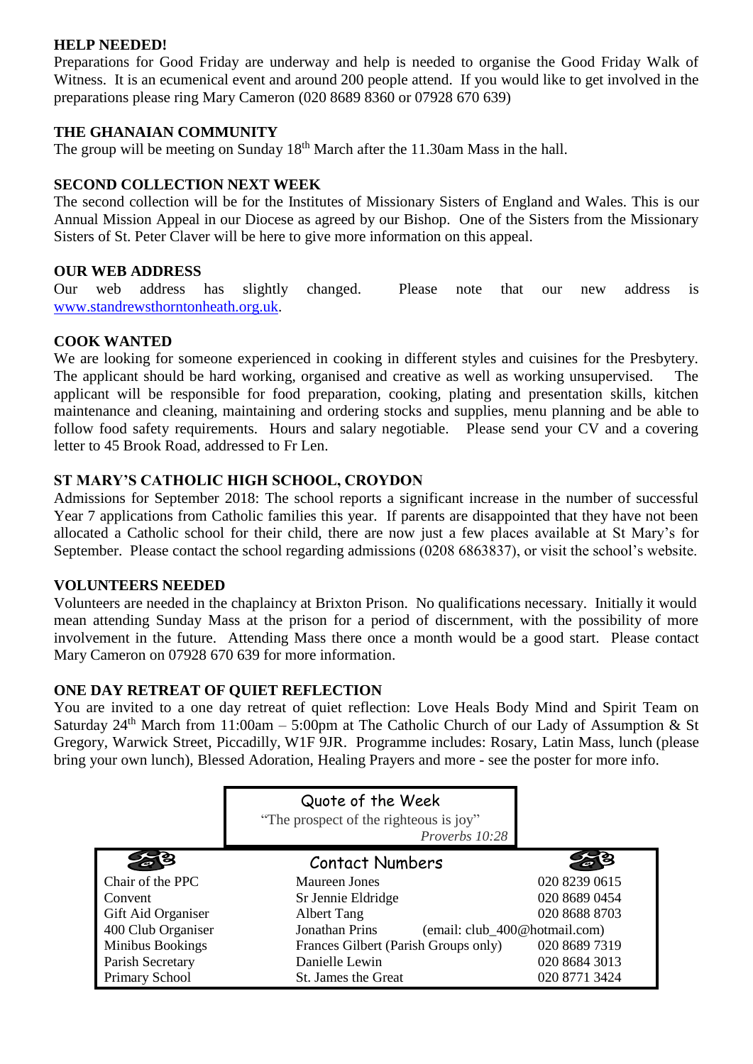**HELP NEEDED!**

Preparations for Good Friday are underway and help is needed to organise the Good Friday Walk of Witness. It is an ecumenical event and around 200 people attend. If you would like to get involved in the preparations please ring Mary Cameron (020 8689 8360 or 07928 670 639)

**THE GHANAIAN COMMUNITY**

The group will be meeting on Sunday 18th March after the 11.30am Mass in the hall.

**SECOND COLLECTION NEXT WEEK**

The second collection will be for the Institutes of Missionary Sisters of England and Wales. This is our Annual Mission Appeal in our Diocese as agreed by our Bishop. One of the Sisters from the Missionary Sisters of St. Peter Claver will be here to give more information on this appeal.

**OUR WEB ADDRESS**

Our web address has slightly changed. Please note that our new address is www.standrewsthorntonheath.org.uk.

**COOK WANTED**

We are looking for someone experienced in cooking in different styles and cuisines for the Presbytery. The applicant should be hard working, organised and creative as well as working unsupervised. The applicant will be responsible for food preparation, cooking, plating and presentation skills, kitchen maintenance and cleaning, maintaining and ordering stocks and supplies, menu planning and be able to follow food safety requirements. Hours and salary negotiable. Please send your CV and a covering letter to 45 Brook Road, addressed to Fr Len.

**ST MARY'S CATHOLIC HIGH SCHOOL, CROYDON**

Admissions for September 2018: The school reports a significant increase in the number of successful Year 7 applications from Catholic families this year. If parents are disappointed that they have not been allocated a Catholic school for their child, there are now just a few places available at St Mary's for September. Please contact the school regarding admissions (0208 6863837), or visit the school's website.

**VOLUNTEERS NEEDED**

Volunteers are needed in the chaplaincy at Brixton Prison. No qualifications necessary. Initially it would mean attending Sunday Mass at the prison for a period of discernment, with the possibility of more involvement in the future. Attending Mass there once a month would be a good start. Please contact Mary Cameron on 07928 670 639 for more information.

**ONE DAY RETREAT OF QUIET REFLECTION**

You are invited to a one day retreat of quiet reflection: Love Heals Body Mind and Spirit Team on Saturday 24th March from 11:00am – 5:00pm at The Catholic Church of our Lady of Assumption & St Gregory, Warwick Street, Piccadilly, W1F 9JR. Programme includes: Rosary, Latin Mass, lunch (please bring your own lunch), Blessed Adoration, Healing Prayers and more - see the poster for more info.

**Quote of the Week**

"The prospect of the righteous is joy"

*Proverbs 10:28*

**Contact Numbers**

| | | |
|---|---|---|
| Chair of the PPC | Maureen Jones | 020 8239 0615 |
| Convent | Sr Jennie Eldridge | 020 8689 0454 |
| Gift Aid Organiser | Albert Tang | 020 8688 8703 |
| 400 Club Organiser | Jonathan Prins | (email: club_400@hotmail.com) |
| Minibus Bookings | Frances Gilbert (Parish Groups only) | 020 8689 7319 |
| Parish Secretary | Danielle Lewin | 020 8684 3013 |
| Primary School | St. James the Great | 020 8771 3424 |